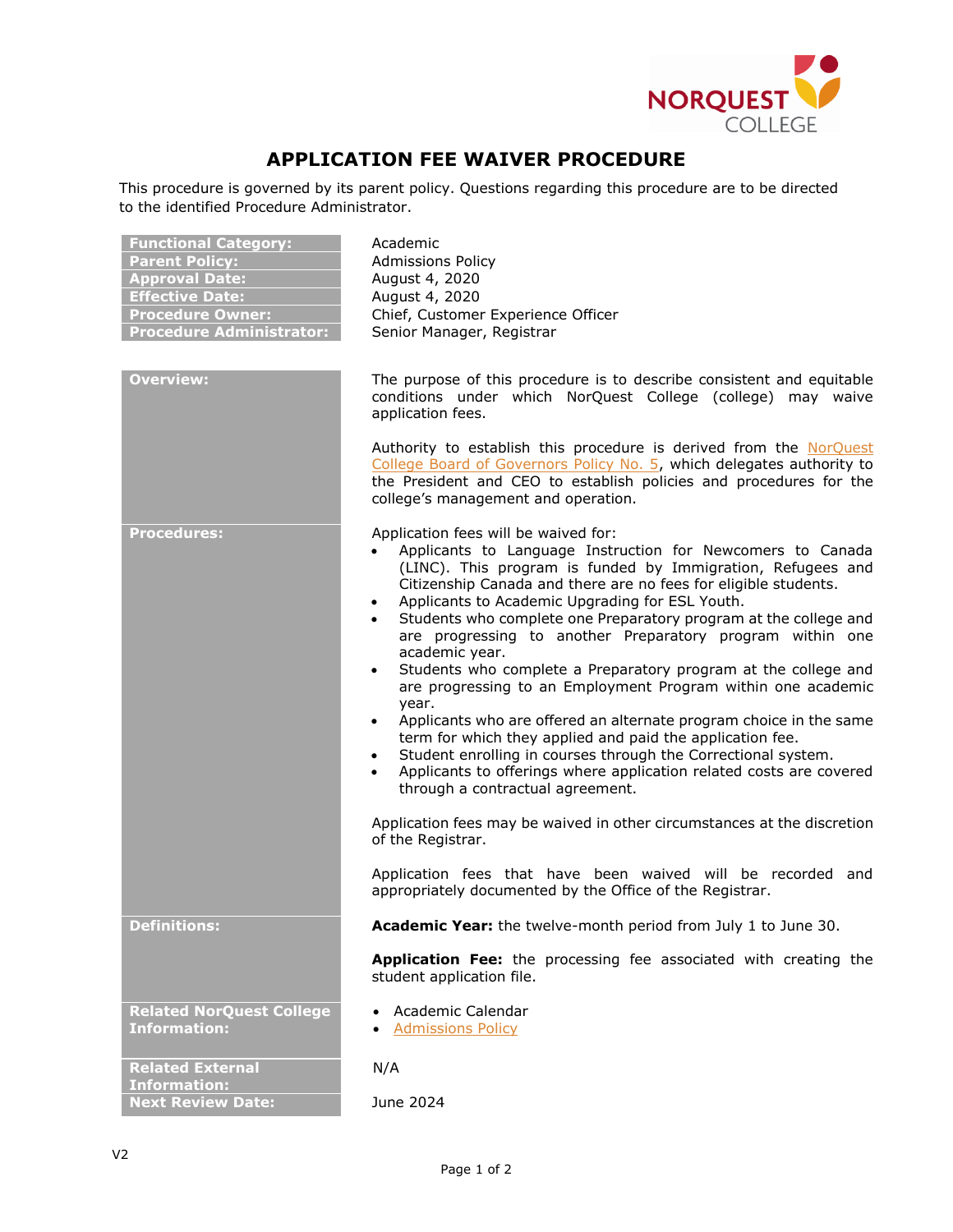# APPLICATION FEE WAIVER PROCEDURE

This procedure is governed by its parent policy. Questions regarding this procedure are to be directed to the identified Procedure Administrator.

| | |
|---|---|
| **Functional Category:** | Academic |
| **Parent Policy:** | Admissions Policy |
| **Approval Date:** | August 4, 2020 |
| **Effective Date:** | August 4, 2020 |
| **Procedure Owner:** | Chief, Customer Experience Officer |
| **Procedure Administrator:** | Senior Manager, Registrar |

**Overview:**

The purpose of this procedure is to describe consistent and equitable conditions under which NorQuest College (college) may waive application fees.

Authority to establish this procedure is derived from the NorQuest College Board of Governors Policy No. 5, which delegates authority to the President and CEO to establish policies and procedures for the college's management and operation.

**Procedures:**

Application fees will be waived for:

- Applicants to Language Instruction for Newcomers to Canada (LINC). This program is funded by Immigration, Refugees and Citizenship Canada and there are no fees for eligible students.
- Applicants to Academic Upgrading for ESL Youth.
- Students who complete one Preparatory program at the college and are progressing to another Preparatory program within one academic year.
- Students who complete a Preparatory program at the college and are progressing to an Employment Program within one academic year.
- Applicants who are offered an alternate program choice in the same term for which they applied and paid the application fee.
- Student enrolling in courses through the Correctional system.
- Applicants to offerings where application related costs are covered through a contractual agreement.

Application fees may be waived in other circumstances at the discretion of the Registrar.

Application fees that have been waived will be recorded and appropriately documented by the Office of the Registrar.

**Definitions:**

**Academic Year:** the twelve-month period from July 1 to June 30.

**Application Fee:** the processing fee associated with creating the student application file.

**Related NorQuest College Information:**

- Academic Calendar
- Admissions Policy

**Related External Information:** N/A

**Next Review Date:** June 2024

V2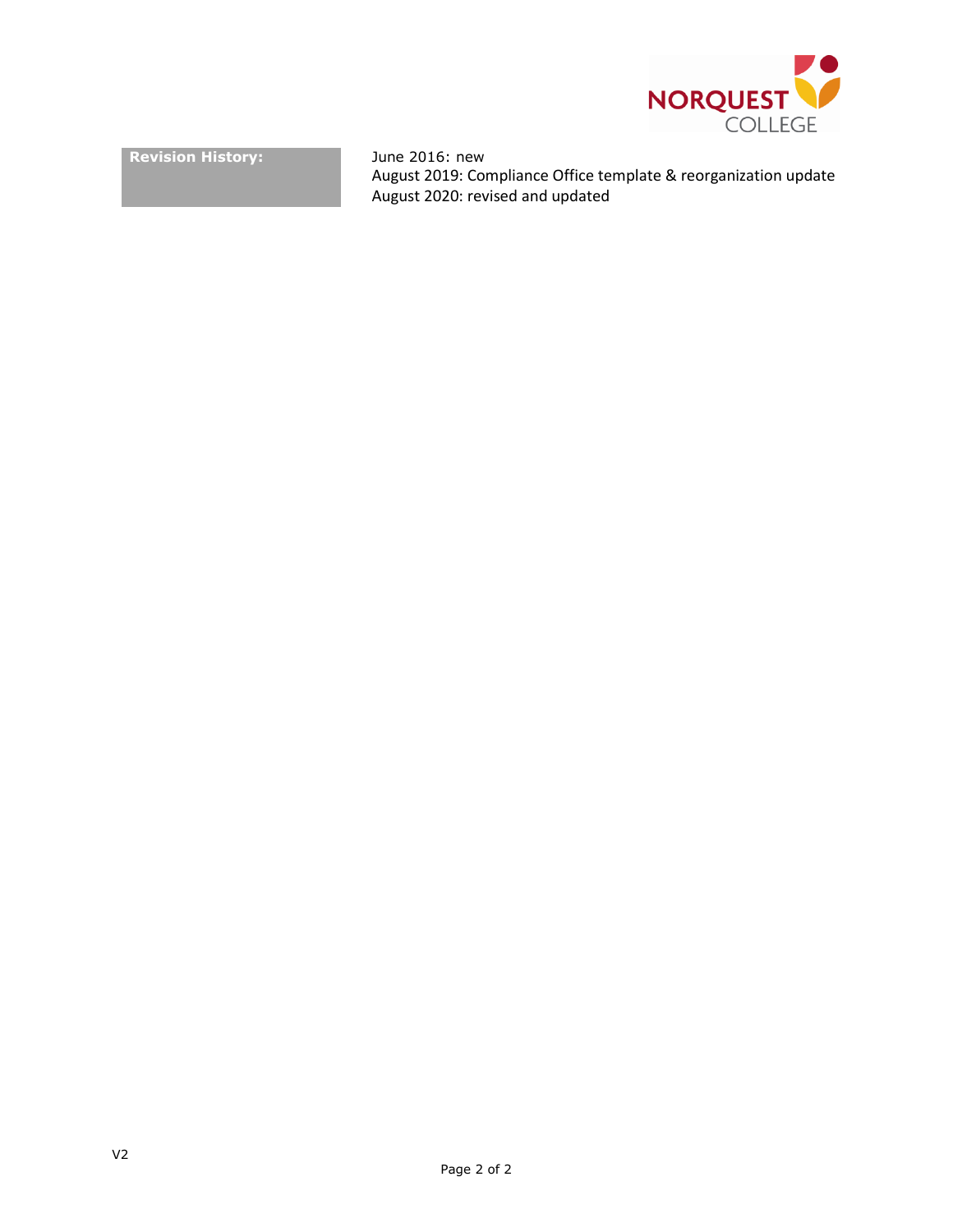| | |
|---|---|
| **Revision History:** | June 2016: new<br>August 2019: Compliance Office template & reorganization update<br>August 2020: revised and updated |

V2